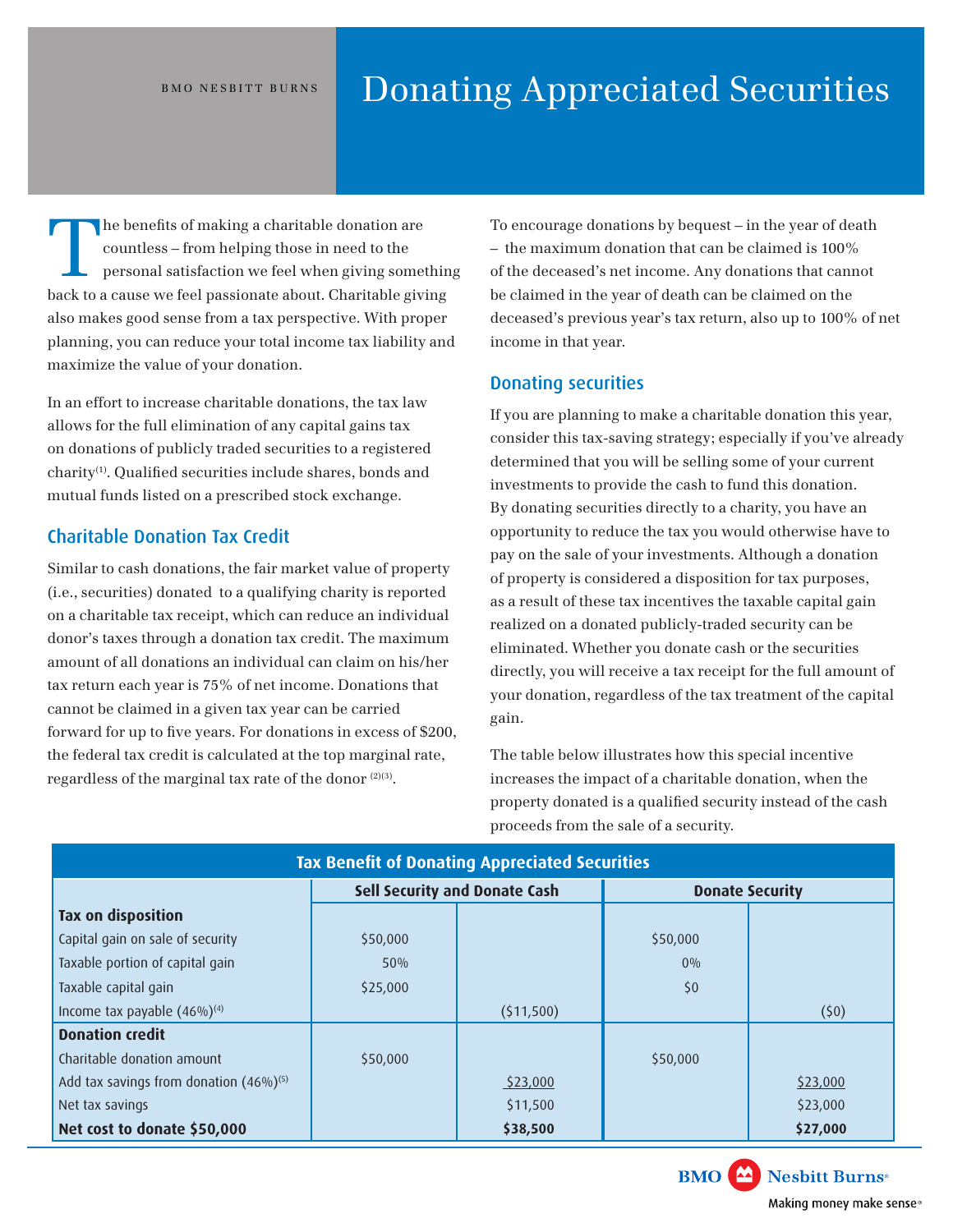BMO NESBITT BURNS

# Donating Appreciated Securities

The benefits of making a charitable donation are countless – from helping those in need to the personal satisfaction we feel when giving something back to a cause we feel passionate about. Charitable giving also makes good sense from a tax perspective. With proper planning, you can reduce your total income tax liability and maximize the value of your donation.

In an effort to increase charitable donations, the tax law allows for the full elimination of any capital gains tax on donations of publicly traded securities to a registered charity[1]. Qualified securities include shares, bonds and mutual funds listed on a prescribed stock exchange.

## Charitable Donation Tax Credit

Similar to cash donations, the fair market value of property (i.e., securities) donated to a qualifying charity is reported on a charitable tax receipt, which can reduce an individual donor's taxes through a donation tax credit. The maximum amount of all donations an individual can claim on his/her tax return each year is 75% of net income. Donations that cannot be claimed in a given tax year can be carried forward for up to five years. For donations in excess of $200, the federal tax credit is calculated at the top marginal rate, regardless of the marginal tax rate of the donor [2][3].

To encourage donations by bequest – in the year of death – the maximum donation that can be claimed is 100% of the deceased's net income. Any donations that cannot be claimed in the year of death can be claimed on the deceased's previous year's tax return, also up to 100% of net income in that year.

## Donating securities

If you are planning to make a charitable donation this year, consider this tax-saving strategy; especially if you've already determined that you will be selling some of your current investments to provide the cash to fund this donation. By donating securities directly to a charity, you have an opportunity to reduce the tax you would otherwise have to pay on the sale of your investments. Although a donation of property is considered a disposition for tax purposes, as a result of these tax incentives the taxable capital gain realized on a donated publicly-traded security can be eliminated. Whether you donate cash or the securities directly, you will receive a tax receipt for the full amount of your donation, regardless of the tax treatment of the capital gain.

The table below illustrates how this special incentive increases the impact of a charitable donation, when the property donated is a qualified security instead of the cash proceeds from the sale of a security.

**Tax Benefit of Donating Appreciated Securities**

| | Sell Security and Donate Cash | | Donate Security | |
|---|---|---|---|---|
| **Tax on disposition** | | | | |
| Capital gain on sale of security | $50,000 | | $50,000 | |
| Taxable portion of capital gain | 50% | | 0% | |
| Taxable capital gain | $25,000 | | $0 | |
| Income tax payable (46%)[4] | | ($11,500) | | ($0) |
| **Donation credit** | | | | |
| Charitable donation amount | $50,000 | | $50,000 | |
| Add tax savings from donation (46%)[5] | | $23,000 | | $23,000 |
| Net tax savings | | $11,500 | | $23,000 |
| **Net cost to donate $50,000** | | **$38,500** | | **$27,000** |

BMO Nesbitt Burns
Making money make sense®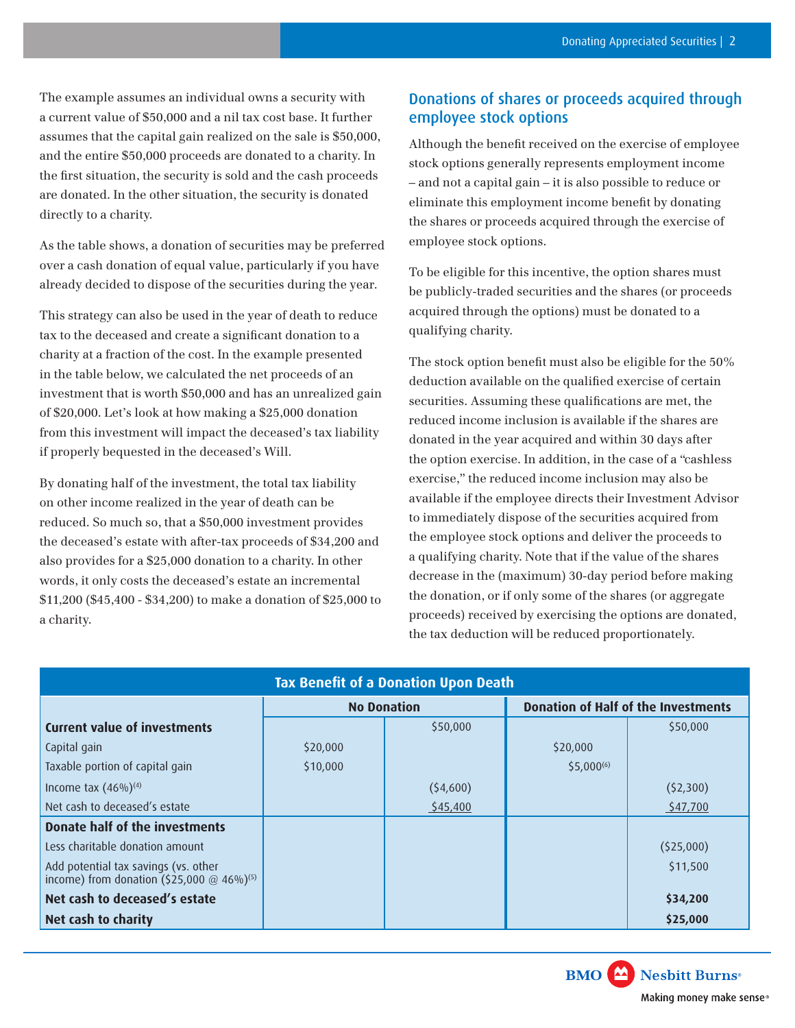The example assumes an individual owns a security with a current value of $50,000 and a nil tax cost base. It further assumes that the capital gain realized on the sale is $50,000, and the entire $50,000 proceeds are donated to a charity. In the first situation, the security is sold and the cash proceeds are donated. In the other situation, the security is donated directly to a charity.

As the table shows, a donation of securities may be preferred over a cash donation of equal value, particularly if you have already decided to dispose of the securities during the year.

This strategy can also be used in the year of death to reduce tax to the deceased and create a significant donation to a charity at a fraction of the cost. In the example presented in the table below, we calculated the net proceeds of an investment that is worth $50,000 and has an unrealized gain of $20,000. Let's look at how making a $25,000 donation from this investment will impact the deceased's tax liability if properly bequested in the deceased's Will.

By donating half of the investment, the total tax liability on other income realized in the year of death can be reduced. So much so, that a $50,000 investment provides the deceased's estate with after-tax proceeds of $34,200 and also provides for a $25,000 donation to a charity. In other words, it only costs the deceased's estate an incremental $11,200 ($45,400 - $34,200) to make a donation of $25,000 to a charity.

## Donations of shares or proceeds acquired through employee stock options

Although the benefit received on the exercise of employee stock options generally represents employment income – and not a capital gain – it is also possible to reduce or eliminate this employment income benefit by donating the shares or proceeds acquired through the exercise of employee stock options.

To be eligible for this incentive, the option shares must be publicly-traded securities and the shares (or proceeds acquired through the options) must be donated to a qualifying charity.

The stock option benefit must also be eligible for the 50% deduction available on the qualified exercise of certain securities. Assuming these qualifications are met, the reduced income inclusion is available if the shares are donated in the year acquired and within 30 days after the option exercise. In addition, in the case of a "cashless exercise," the reduced income inclusion may also be available if the employee directs their Investment Advisor to immediately dispose of the securities acquired from the employee stock options and deliver the proceeds to a qualifying charity. Note that if the value of the shares decrease in the (maximum) 30-day period before making the donation, or if only some of the shares (or aggregate proceeds) received by exercising the options are donated, the tax deduction will be reduced proportionately.

**Tax Benefit of a Donation Upon Death**

| | No Donation | | Donation of Half of the Investments | |
|---|---|---|---|---|
| **Current value of investments** | | $50,000 | | $50,000 |
| Capital gain | $20,000 | | $20,000 | |
| Taxable portion of capital gain | $10,000 | | $5,000[6] | |
| Income tax (46%)[4] | | ($4,600) | | ($2,300) |
| Net cash to deceased's estate | | $45,400 | | $47,700 |
| **Donate half of the investments** | | | | |
| Less charitable donation amount | | | | ($25,000) |
| Add potential tax savings (vs. other income) from donation ($25,000 @ 46%)[5] | | | | $11,500 |
| **Net cash to deceased's estate** | | | | **$34,200** |
| **Net cash to charity** | | | | **$25,000** |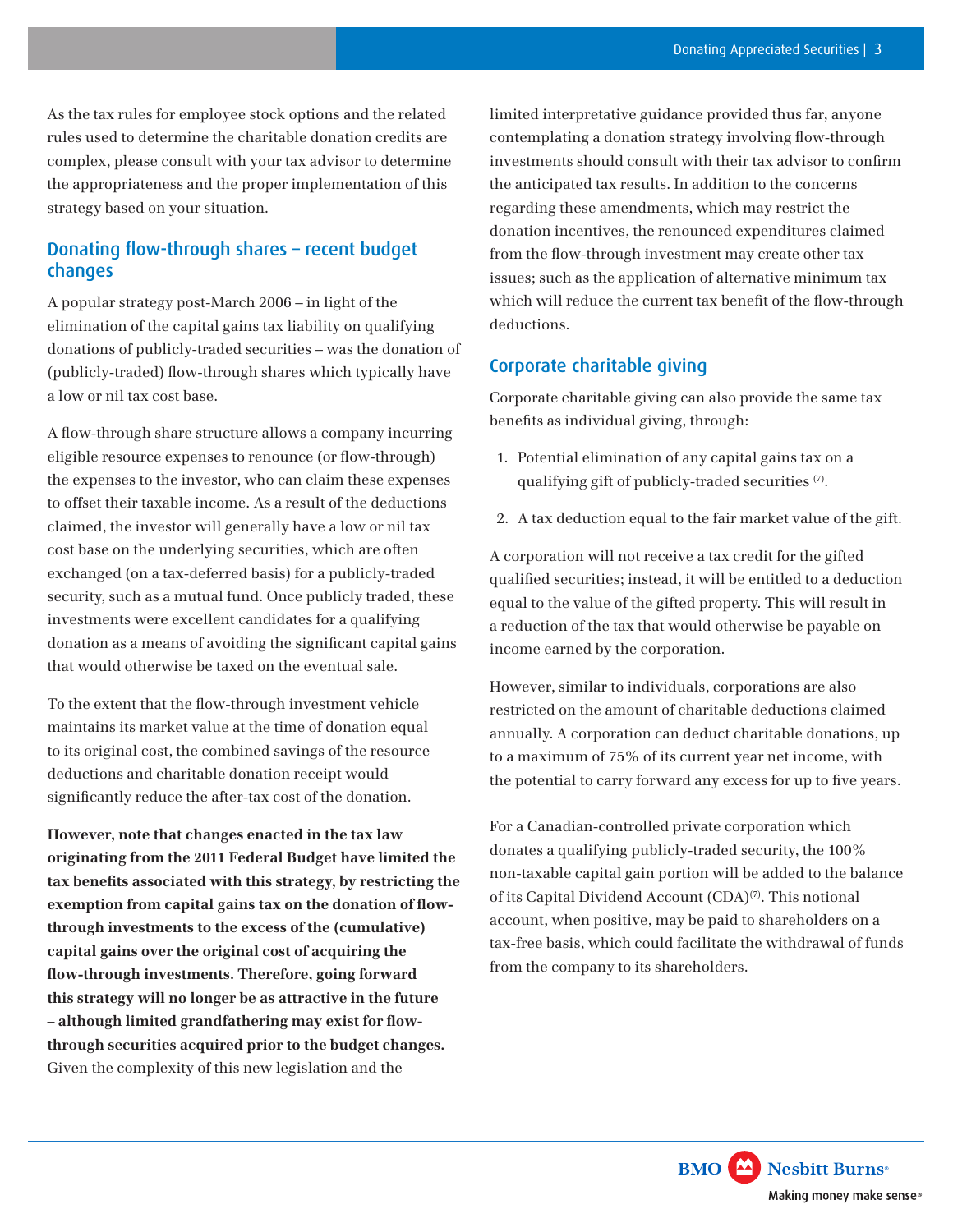As the tax rules for employee stock options and the related rules used to determine the charitable donation credits are complex, please consult with your tax advisor to determine the appropriateness and the proper implementation of this strategy based on your situation.

## Donating flow-through shares – recent budget changes

A popular strategy post-March 2006 – in light of the elimination of the capital gains tax liability on qualifying donations of publicly-traded securities – was the donation of (publicly-traded) flow-through shares which typically have a low or nil tax cost base.

A flow-through share structure allows a company incurring eligible resource expenses to renounce (or flow-through) the expenses to the investor, who can claim these expenses to offset their taxable income. As a result of the deductions claimed, the investor will generally have a low or nil tax cost base on the underlying securities, which are often exchanged (on a tax-deferred basis) for a publicly-traded security, such as a mutual fund. Once publicly traded, these investments were excellent candidates for a qualifying donation as a means of avoiding the significant capital gains that would otherwise be taxed on the eventual sale.

To the extent that the flow-through investment vehicle maintains its market value at the time of donation equal to its original cost, the combined savings of the resource deductions and charitable donation receipt would significantly reduce the after-tax cost of the donation.

**However, note that changes enacted in the tax law originating from the 2011 Federal Budget have limited the tax benefits associated with this strategy, by restricting the exemption from capital gains tax on the donation of flow-through investments to the excess of the (cumulative) capital gains over the original cost of acquiring the flow-through investments. Therefore, going forward this strategy will no longer be as attractive in the future – although limited grandfathering may exist for flow-through securities acquired prior to the budget changes.** Given the complexity of this new legislation and the limited interpretative guidance provided thus far, anyone contemplating a donation strategy involving flow-through investments should consult with their tax advisor to confirm the anticipated tax results. In addition to the concerns regarding these amendments, which may restrict the donation incentives, the renounced expenditures claimed from the flow-through investment may create other tax issues; such as the application of alternative minimum tax which will reduce the current tax benefit of the flow-through deductions.

## Corporate charitable giving

Corporate charitable giving can also provide the same tax benefits as individual giving, through:

1. Potential elimination of any capital gains tax on a qualifying gift of publicly-traded securities [7].
2. A tax deduction equal to the fair market value of the gift.

A corporation will not receive a tax credit for the gifted qualified securities; instead, it will be entitled to a deduction equal to the value of the gifted property. This will result in a reduction of the tax that would otherwise be payable on income earned by the corporation.

However, similar to individuals, corporations are also restricted on the amount of charitable deductions claimed annually. A corporation can deduct charitable donations, up to a maximum of 75% of its current year net income, with the potential to carry forward any excess for up to five years.

For a Canadian-controlled private corporation which donates a qualifying publicly-traded security, the 100% non-taxable capital gain portion will be added to the balance of its Capital Dividend Account (CDA)[7]. This notional account, when positive, may be paid to shareholders on a tax-free basis, which could facilitate the withdrawal of funds from the company to its shareholders.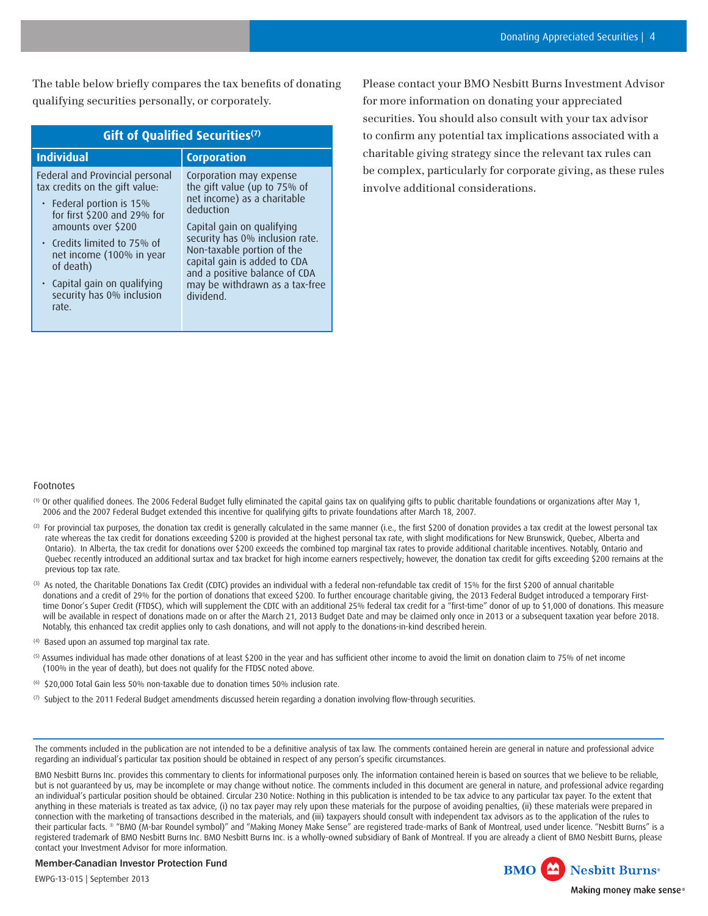The table below briefly compares the tax benefits of donating qualifying securities personally, or corporately.

| Gift of Qualified Securities[7] | |
|---|---|
| **Individual** | **Corporation** |
| Federal and Provincial personal tax credits on the gift value:<br>• Federal portion is 15% for first $200 and 29% for amounts over $200<br>• Credits limited to 75% of net income (100% in year of death)<br>• Capital gain on qualifying security has 0% inclusion rate. | Corporation may expense the gift value (up to 75% of net income) as a charitable deduction<br><br>Capital gain on qualifying security has 0% inclusion rate. Non-taxable portion of the capital gain is added to CDA and a positive balance of CDA may be withdrawn as a tax-free dividend. |

Please contact your BMO Nesbitt Burns Investment Advisor for more information on donating your appreciated securities. You should also consult with your tax advisor to confirm any potential tax implications associated with a charitable giving strategy since the relevant tax rules can be complex, particularly for corporate giving, as these rules involve additional considerations.

Footnotes

[1] Or other qualified donees. The 2006 Federal Budget fully eliminated the capital gains tax on qualifying gifts to public charitable foundations or organizations after May 1, 2006 and the 2007 Federal Budget extended this incentive for qualifying gifts to private foundations after March 18, 2007.

[2] For provincial tax purposes, the donation tax credit is generally calculated in the same manner (i.e., the first $200 of donation provides a tax credit at the lowest personal tax rate whereas the tax credit for donations exceeding $200 is provided at the highest personal tax rate, with slight modifications for New Brunswick, Quebec, Alberta and Ontario). In Alberta, the tax credit for donations over $200 exceeds the combined top marginal tax rates to provide additional charitable incentives. Notably, Ontario and Quebec recently introduced an additional surtax and tax bracket for high income earners respectively; however, the donation tax credit for gifts exceeding $200 remains at the previous top tax rate.

[3] As noted, the Charitable Donations Tax Credit (CDTC) provides an individual with a federal non-refundable tax credit of 15% for the first $200 of annual charitable donations and a credit of 29% for the portion of donations that exceed $200. To further encourage charitable giving, the 2013 Federal Budget introduced a temporary First-time Donor's Super Credit (FTDSC), which will supplement the CDTC with an additional 25% federal tax credit for a "first-time" donor of up to $1,000 of donations. This measure will be available in respect of donations made on or after the March 21, 2013 Budget Date and may be claimed only once in 2013 or a subsequent taxation year before 2018. Notably, this enhanced tax credit applies only to cash donations, and will not apply to the donations-in-kind described herein.

[4] Based upon an assumed top marginal tax rate.

[5] Assumes individual has made other donations of at least $200 in the year and has sufficient other income to avoid the limit on donation claim to 75% of net income (100% in the year of death), but does not qualify for the FTDSC noted above.

[6] $20,000 Total Gain less 50% non-taxable due to donation times 50% inclusion rate.

[7] Subject to the 2011 Federal Budget amendments discussed herein regarding a donation involving flow-through securities.

The comments included in the publication are not intended to be a definitive analysis of tax law. The comments contained herein are general in nature and professional advice regarding an individual's particular tax position should be obtained in respect of any person's specific circumstances.

BMO Nesbitt Burns Inc. provides this commentary to clients for informational purposes only. The information contained herein is based on sources that we believe to be reliable, but is not guaranteed by us, may be incomplete or may change without notice. The comments included in this document are general in nature, and professional advice regarding an individual's particular position should be obtained. Circular 230 Notice: Nothing in this publication is intended to be tax advice to any particular tax payer. To the extent that anything in these materials is treated as tax advice, (i) no tax payer may rely upon these materials for the purpose of avoiding penalties, (ii) these materials were prepared in connection with the marketing of transactions described in the materials, and (iii) taxpayers should consult with independent tax advisors as to the application of the rules to their particular facts. ® "BMO (M-bar Roundel symbol)" and "Making Money Make Sense" are registered trade-marks of Bank of Montreal, used under licence. "Nesbitt Burns" is a registered trademark of BMO Nesbitt Burns Inc. BMO Nesbitt Burns Inc. is a wholly-owned subsidiary of Bank of Montreal. If you are already a client of BMO Nesbitt Burns, please contact your Investment Advisor for more information.

Member-Canadian Investor Protection Fund

EWPG-13-015 | September 2013

BMO Nesbitt Burns®

Making money make sense®